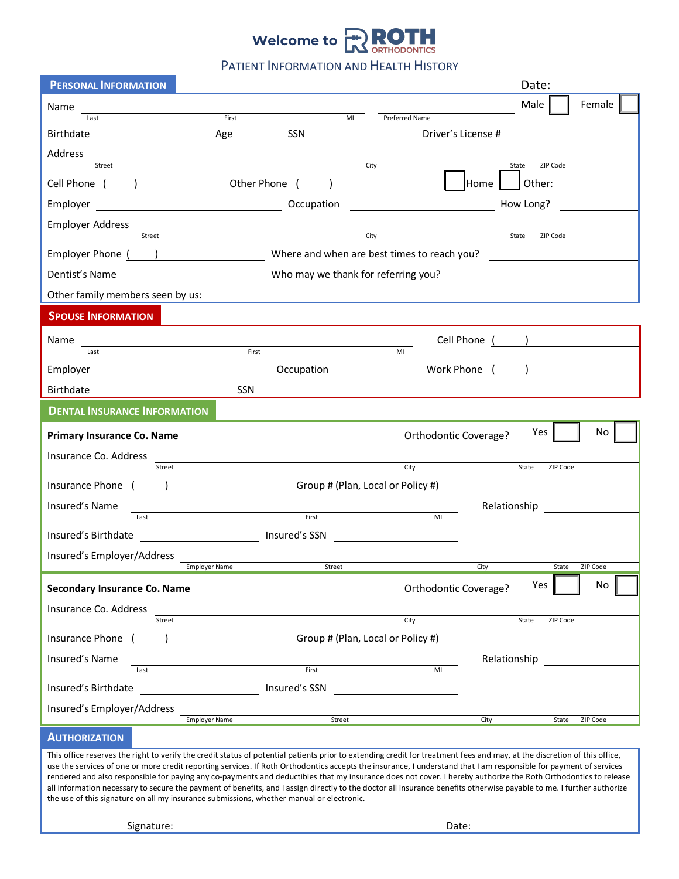# Welcome to ROTH ORTHODONTICS

## Patient Information and Health History

## Personal Information

Date:

Name ______________________________ (Last / First / MI) ____________ Preferred Name — Male ☐ Female ☐

Birthdate ____________ Age ______ SSN ____________ Driver's License # ____________

Address ______________________________ (Street / City / State / ZIP Code)

Cell Phone ( ) ____________ Other Phone ( ) ____________ ☐ Home ☐ Other: ____________

Employer ____________ Occupation ____________ How Long? ____________

Employer Address ______________________________ (Street / City / State / ZIP Code)

Employer Phone ( ) ____________ Where and when are best times to reach you? ____________

Dentist's Name ____________ Who may we thank for referring you? ____________

Other family members seen by us:

## Spouse Information

Name ______________________________ (Last / First / MI) Cell Phone ( ) ____________

Employer ____________ Occupation ____________ Work Phone ( ) ____________

Birthdate SSN

## Dental Insurance Information

**Primary Insurance Co. Name** ____________ Orthodontic Coverage? Yes ☐ No ☐

Insurance Co. Address ______________________________ (Street / City / State / ZIP Code)

Insurance Phone ( ) ____________ Group # (Plan, Local or Policy #) ____________

Insured's Name ______________________________ (Last / First / MI) Relationship ____________

Insured's Birthdate ____________ Insured's SSN ____________

Insured's Employer/Address ______________________________ (Employer Name / Street / City / State / ZIP Code)

**Secondary Insurance Co. Name** ____________ Orthodontic Coverage? Yes ☐ No ☐

Insurance Co. Address ______________________________ (Street / City / State / ZIP Code)

Insurance Phone ( ) ____________ Group # (Plan, Local or Policy #) ____________

Insured's Name ______________________________ (Last / First / MI) Relationship ____________

Insured's Birthdate ____________ Insured's SSN ____________

Insured's Employer/Address ______________________________ (Employer Name / Street / City / State / ZIP Code)

## Authorization

This office reserves the right to verify the credit status of potential patients prior to extending credit for treatment fees and may, at the discretion of this office, use the services of one or more credit reporting services. If Roth Orthodontics accepts the insurance, I understand that I am responsible for payment of services rendered and also responsible for paying any co-payments and deductibles that my insurance does not cover. I hereby authorize the Roth Orthodontics to release all information necessary to secure the payment of benefits, and I assign directly to the doctor all insurance benefits otherwise payable to me. I further authorize the use of this signature on all my insurance submissions, whether manual or electronic.

Signature: Date: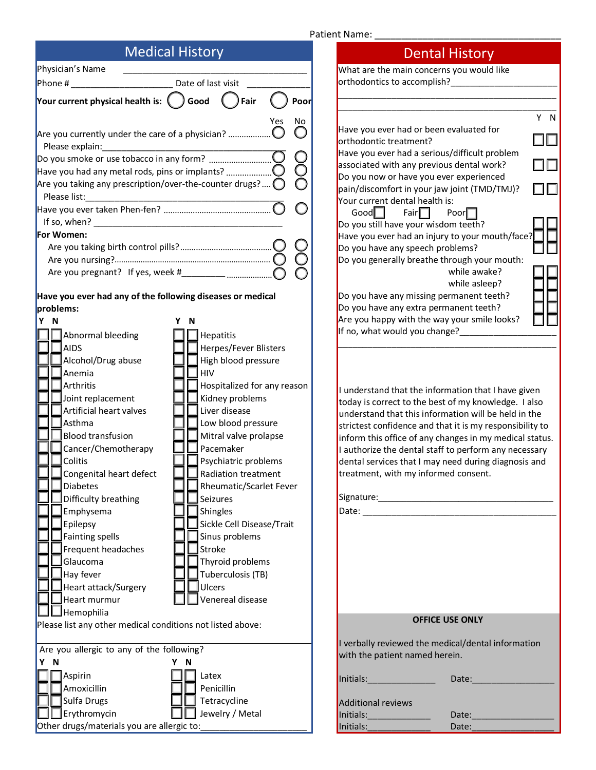Patient Name: ______________________________

## Medical History

Physician's Name ______________________________

Phone # ____________________ Date of last visit ____________

**Your current physical health is:** ◯ **Good** ◯ **Fair** ◯ **Poor**

| | Yes | No |
|---|---|---|
| Are you currently under the care of a physician? | ◯ | ◯ |
| Please explain: ______________________________ | | |
| Do you smoke or use tobacco in any form? | ◯ | ◯ |
| Have you had any metal rods, pins or implants? | ◯ | ◯ |
| Are you taking any prescription/over-the-counter drugs? | ◯ | ◯ |
| Please list: ______________________________ | | |
| Have you ever taken Phen-fen? | ◯ | ◯ |
| If so, when? ______________________________ | | |
| **For Women:** | | |
| Are you taking birth control pills? | ◯ | ◯ |
| Are you nursing? | ◯ | ◯ |
| Are you pregnant? If yes, week #_________ | ◯ | ◯ |

**Have you ever had any of the following diseases or medical problems:**

| Y | N | | Y | N | |
|---|---|---|---|---|---|
| ☐ | ☐ | Abnormal bleeding | ☐ | ☐ | Hepatitis |
| ☐ | ☐ | AIDS | ☐ | ☐ | Herpes/Fever Blisters |
| ☐ | ☐ | Alcohol/Drug abuse | ☐ | ☐ | High blood pressure |
| ☐ | ☐ | Anemia | ☐ | ☐ | HIV |
| ☐ | ☐ | Arthritis | ☐ | ☐ | Hospitalized for any reason |
| ☐ | ☐ | Joint replacement | ☐ | ☐ | Kidney problems |
| ☐ | ☐ | Artificial heart valves | ☐ | ☐ | Liver disease |
| ☐ | ☐ | Asthma | ☐ | ☐ | Low blood pressure |
| ☐ | ☐ | Blood transfusion | ☐ | ☐ | Mitral valve prolapse |
| ☐ | ☐ | Cancer/Chemotherapy | ☐ | ☐ | Pacemaker |
| ☐ | ☐ | Colitis | ☐ | ☐ | Psychiatric problems |
| ☐ | ☐ | Congenital heart defect | ☐ | ☐ | Radiation treatment |
| ☐ | ☐ | Diabetes | ☐ | ☐ | Rheumatic/Scarlet Fever |
| ☐ | ☐ | Difficulty breathing | ☐ | ☐ | Seizures |
| ☐ | ☐ | Emphysema | ☐ | ☐ | Shingles |
| ☐ | ☐ | Epilepsy | ☐ | ☐ | Sickle Cell Disease/Trait |
| ☐ | ☐ | Fainting spells | ☐ | ☐ | Sinus problems |
| ☐ | ☐ | Frequent headaches | ☐ | ☐ | Stroke |
| ☐ | ☐ | Glaucoma | ☐ | ☐ | Thyroid problems |
| ☐ | ☐ | Hay fever | ☐ | ☐ | Tuberculosis (TB) |
| ☐ | ☐ | Heart attack/Surgery | ☐ | ☐ | Ulcers |
| ☐ | ☐ | Heart murmur | ☐ | ☐ | Venereal disease |
| ☐ | ☐ | Hemophilia | | | |

Please list any other medical conditions not listed above:

Are you allergic to any of the following?

| Y | N | | Y | N | |
|---|---|---|---|---|---|
| ☐ | ☐ | Aspirin | ☐ | ☐ | Latex |
| ☐ | ☐ | Amoxicillin | ☐ | ☐ | Penicillin |
| ☐ | ☐ | Sulfa Drugs | ☐ | ☐ | Tetracycline |
| ☐ | ☐ | Erythromycin | ☐ | ☐ | Jewelry / Metal |

Other drugs/materials you are allergic to: ______________________

## Dental History

What are the main concerns you would like orthodontics to accomplish? ______________________

______________________________________________

______________________________________________

| | Y | N |
|---|---|---|
| Have you ever had or been evaluated for orthodontic treatment? | ☐ | ☐ |
| Have you ever had a serious/difficult problem associated with any previous dental work? | ☐ | ☐ |
| Do you now or have you ever experienced pain/discomfort in your jaw joint (TMD/TMJ)? | ☐ | ☐ |
| Your current dental health is: Good ☐ Fair ☐ Poor ☐ | | |
| Do you still have your wisdom teeth? | ☐ | ☐ |
| Have you ever had an injury to your mouth/face? | ☐ | ☐ |
| Do you have any speech problems? | ☐ | ☐ |
| Do you generally breathe through your mouth: | | |
| while awake? | ☐ | ☐ |
| while asleep? | ☐ | ☐ |
| Do you have any missing permanent teeth? | ☐ | ☐ |
| Do you have any extra permanent teeth? | ☐ | ☐ |
| Are you happy with the way your smile looks? | ☐ | ☐ |

If no, what would you change? ______________________

______________________________________________

I understand that the information that I have given today is correct to the best of my knowledge. I also understand that this information will be held in the strictest confidence and that it is my responsibility to inform this office of any changes in my medical status. I authorize the dental staff to perform any necessary dental services that I may need during diagnosis and treatment, with my informed consent.

Signature: ______________________________

Date: ______________________________

**OFFICE USE ONLY**

I verbally reviewed the medical/dental information with the patient named herein.

Initials: ______________ Date: ________________

Additional reviews

Initials: ______________ Date: ________________

Initials: ______________ Date: ________________